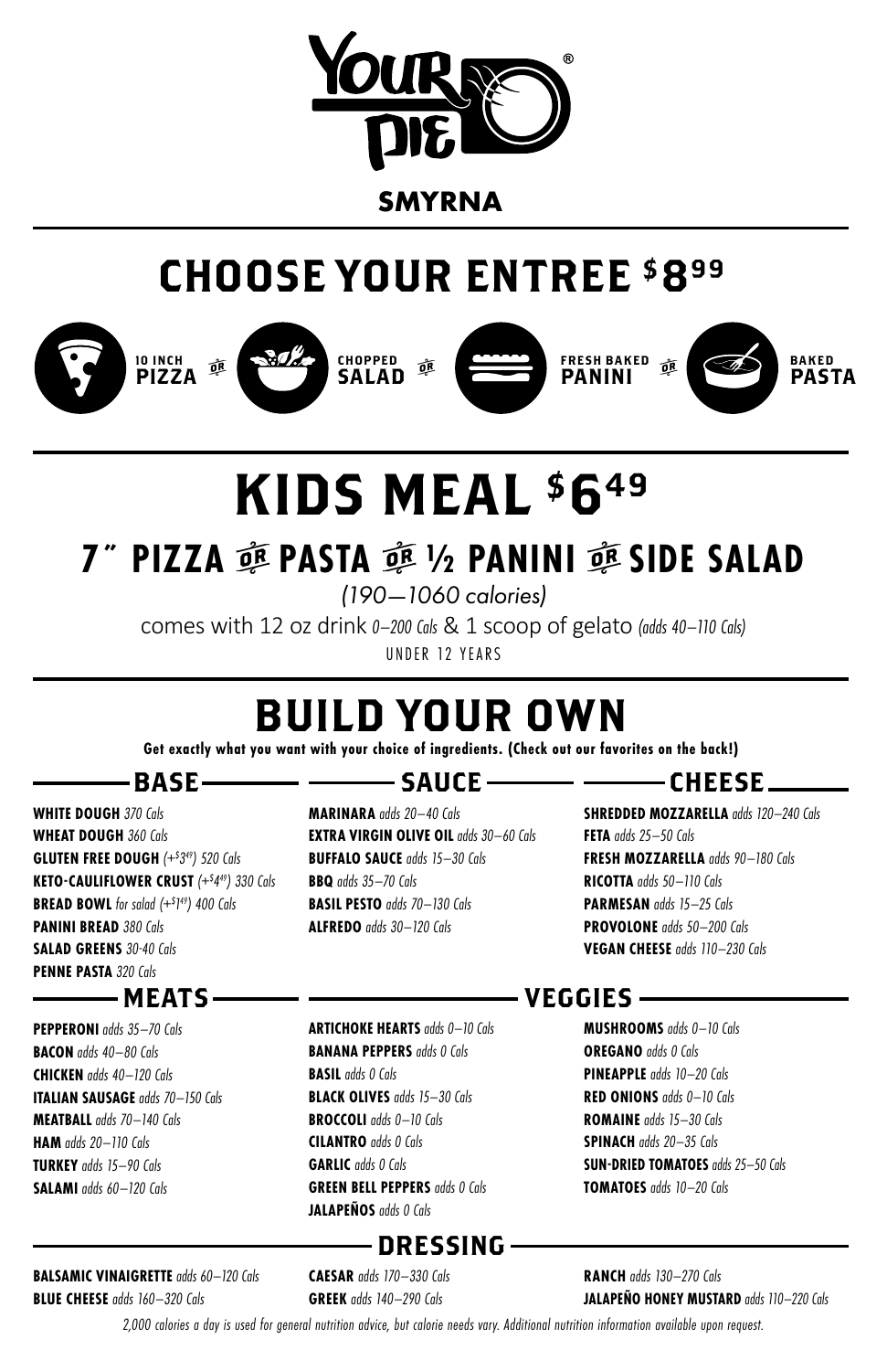# YOUR PIE®

**SMYRNA**

## CHOOSE YOUR ENTREE $8.99

**10 INCH PIZZA** OR **CHOPPED SALAD** OR **FRESH BAKED PANINI** OR **BAKED PASTA**

## KIDS MEAL $6.49

### 7" PIZZA OR PASTA OR ½ PANINI OR SIDE SALAD

*(190—1060 calories)*

comes with 12 oz drink *0–200 Cals* & 1 scoop of gelato *(adds 40–110 Cals)*

UNDER 12 YEARS

## BUILD YOUR OWN

**Get exactly what you want with your choice of ingredients. (Check out our favorites on the back!)**

### BASE

**WHITE DOUGH** *370 Cals*
**WHEAT DOUGH** *360 Cals*
**GLUTEN FREE DOUGH** *(+$3.49) 520 Cals*
**KETO-CAULIFLOWER CRUST** *(+$4.49) 330 Cals*
**BREAD BOWL** *for salad (+$1.49) 400 Cals*
**PANINI BREAD** *380 Cals*
**SALAD GREENS** *30-40 Cals*
**PENNE PASTA** *320 Cals*

### SAUCE

**MARINARA** *adds 20–40 Cals*
**EXTRA VIRGIN OLIVE OIL** *adds 30–60 Cals*
**BUFFALO SAUCE** *adds 15–30 Cals*
**BBQ** *adds 35–70 Cals*
**BASIL PESTO** *adds 70–130 Cals*
**ALFREDO** *adds 30–120 Cals*

### CHEESE

**SHREDDED MOZZARELLA** *adds 120–240 Cals*
**FETA** *adds 25–50 Cals*
**FRESH MOZZARELLA** *adds 90–180 Cals*
**RICOTTA** *adds 50–110 Cals*
**PARMESAN** *adds 15–25 Cals*
**PROVOLONE** *adds 50–200 Cals*
**VEGAN CHEESE** *adds 110–230 Cals*

### MEATS

**PEPPERONI** *adds 35–70 Cals*
**BACON** *adds 40–80 Cals*
**CHICKEN** *adds 40–120 Cals*
**ITALIAN SAUSAGE** *adds 70–150 Cals*
**MEATBALL** *adds 70–140 Cals*
**HAM** *adds 20–110 Cals*
**TURKEY** *adds 15–90 Cals*
**SALAMI** *adds 60–120 Cals*

### VEGGIES

**ARTICHOKE HEARTS** *adds 0–10 Cals*
**BANANA PEPPERS** *adds 0 Cals*
**BASIL** *adds 0 Cals*
**BLACK OLIVES** *adds 15–30 Cals*
**BROCCOLI** *adds 0–10 Cals*
**CILANTRO** *adds 0 Cals*
**GARLIC** *adds 0 Cals*
**GREEN BELL PEPPERS** *adds 0 Cals*
**JALAPEÑOS** *adds 0 Cals*
**MUSHROOMS** *adds 0–10 Cals*
**OREGANO** *adds 0 Cals*
**PINEAPPLE** *adds 10–20 Cals*
**RED ONIONS** *adds 0–10 Cals*
**ROMAINE** *adds 15–30 Cals*
**SPINACH** *adds 20–35 Cals*
**SUN-DRIED TOMATOES** *adds 25–50 Cals*
**TOMATOES** *adds 10–20 Cals*

### DRESSING

**BALSAMIC VINAIGRETTE** *adds 60–120 Cals*
**BLUE CHEESE** *adds 160–320 Cals*
**CAESAR** *adds 170–330 Cals*
**GREEK** *adds 140–290 Cals*
**RANCH** *adds 130–270 Cals*
**JALAPEÑO HONEY MUSTARD** *adds 110–220 Cals*

*2,000 calories a day is used for general nutrition advice, but calorie needs vary. Additional nutrition information available upon request.*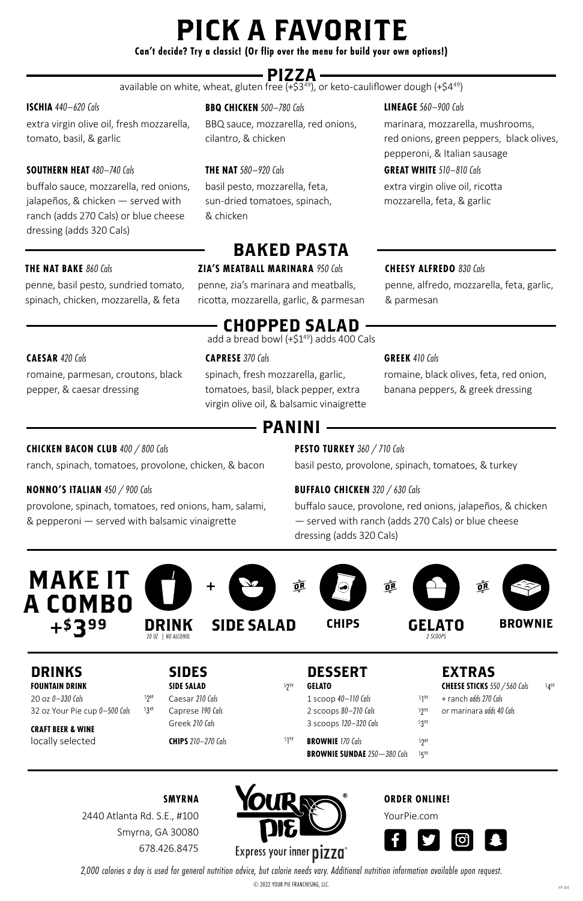# PICK A FAVORITE

**Can't decide? Try a classic! (Or flip over the menu for build your own options!)**

## PIZZA

available on white, wheat, gluten free (+$3.49), or keto-cauliflower dough (+$4.49)

**ISCHIA** *440–620 Cals*
extra virgin olive oil, fresh mozzarella, tomato, basil, & garlic

**SOUTHERN HEAT** *480–740 Cals*
buffalo sauce, mozzarella, red onions, jalapeños, & chicken — served with ranch (adds 270 Cals) or blue cheese dressing (adds 320 Cals)

**BBQ CHICKEN** *500–780 Cals*
BBQ sauce, mozzarella, red onions, cilantro, & chicken

**THE NAT** *580–920 Cals*
basil pesto, mozzarella, feta, sun-dried tomatoes, spinach, & chicken

**LINEAGE** *560–900 Cals*
marinara, mozzarella, mushrooms, red onions, green peppers, black olives, pepperoni, & Italian sausage

**GREAT WHITE** *510–810 Cals*
extra virgin olive oil, ricotta mozzarella, feta, & garlic

## BAKED PASTA

**THE NAT BAKE** *860 Cals*
penne, basil pesto, sundried tomato, spinach, chicken, mozzarella, & feta

**ZIA'S MEATBALL MARINARA** *950 Cals*
penne, zia's marinara and meatballs, ricotta, mozzarella, garlic, & parmesan

**CHEESY ALFREDO** *830 Cals*
penne, alfredo, mozzarella, feta, garlic, & parmesan

## CHOPPED SALAD

add a bread bowl (+$1.49) adds 400 Cals

**CAESAR** *420 Cals*
romaine, parmesan, croutons, black pepper, & caesar dressing

**CAPRESE** *370 Cals*
spinach, fresh mozzarella, garlic, tomatoes, basil, black pepper, extra virgin olive oil, & balsamic vinaigrette

**GREEK** *410 Cals*
romaine, black olives, feta, red onion, banana peppers, & greek dressing

## PANINI

**CHICKEN BACON CLUB** *400 / 800 Cals*
ranch, spinach, tomatoes, provolone, chicken, & bacon

**NONNO'S ITALIAN** *450 / 900 Cals*
provolone, spinach, tomatoes, red onions, ham, salami, & pepperoni — served with balsamic vinaigrette

**PESTO TURKEY** *360 / 710 Cals*
basil pesto, provolone, spinach, tomatoes, & turkey

**BUFFALO CHICKEN** *320 / 630 Cals*
buffalo sauce, provolone, red onions, jalapeños, & chicken — served with ranch (adds 270 Cals) or blue cheese dressing (adds 320 Cals)

## MAKE IT A COMBO +$3.99

DRINK *20 OZ | NO ALCOHOL* + SIDE SALAD OR CHIPS OR GELATO *2 SCOOPS* OR BROWNIE

## DRINKS

**FOUNTAIN DRINK**

| | |
|---|---|
| 20 oz *0–330 Cals* | $2.49 |
| 32 oz Your Pie cup *0–500 Cals* | $3.49 |

**CRAFT BEER & WINE**
locally selected

## SIDES

| | |
|---|---|
| **SIDE SALAD** | $2.99 |
| Caesar *210 Cals* | |
| Caprese *190 Cals* | |
| Greek *210 Cals* | |
| **CHIPS** *210–270 Cals* | $1.99 |

## DESSERT

| | |
|---|---|
| **GELATO** | |
| 1 scoop *40–110 Cals* | $1.99 |
| 2 scoops *80–210 Cals* | $2.99 |
| 3 scoops *120–320 Cals* | $3.99 |
| **BROWNIE** *170 Cals* | $2.49 |
| **BROWNIE SUNDAE** *250—380 Cals* | $5.99 |

## EXTRAS

| | |
|---|---|
| **CHEESE STICKS** *550 / 560 Cals* | $4.99 |
| + ranch *adds 270 Cals* | |
| or marinara *adds 40 Cals* | |

**SMYRNA**
2440 Atlanta Rd. S.E., #100
Smyrna, GA 30080
678.426.8475

YOUR PIE®
Express your inner pizza®

**ORDER ONLINE!**
YourPie.com

*2,000 calories a day is used for general nutrition advice, but calorie needs vary. Additional nutrition information available upon request.*

© 2022 YOUR PIE FRANCHISING, LLC.